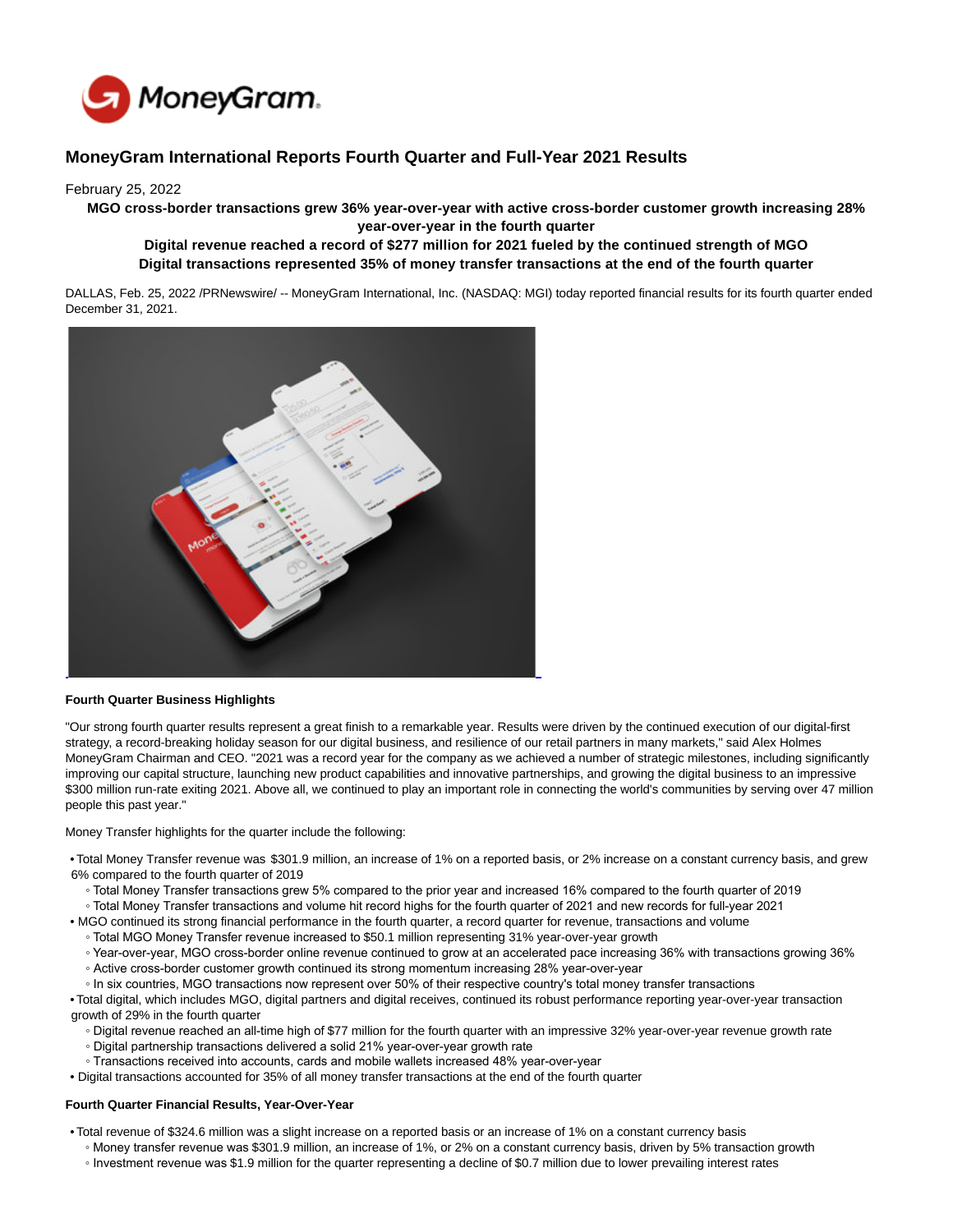# MoneyGram International Reports Fourth Quarter and Full-Year 2021 Results

February 25, 2022

**MGO cross-border transactions grew 36% year-over-year with active cross-border customer growth increasing 28% year-over-year in the fourth quarter**

**Digital revenue reached a record of $277 million for 2021 fueled by the continued strength of MGO**

**Digital transactions represented 35% of money transfer transactions at the end of the fourth quarter**

DALLAS, Feb. 25, 2022 /PRNewswire/ -- MoneyGram International, Inc. (NASDAQ: MGI) today reported financial results for its fourth quarter ended December 31, 2021.

**Fourth Quarter Business Highlights**

"Our strong fourth quarter results represent a great finish to a remarkable year. Results were driven by the continued execution of our digital-first strategy, a record-breaking holiday season for our digital business, and resilience of our retail partners in many markets," said Alex Holmes MoneyGram Chairman and CEO. "2021 was a record year for the company as we achieved a number of strategic milestones, including significantly improving our capital structure, launching new product capabilities and innovative partnerships, and growing the digital business to an impressive $300 million run-rate exiting 2021. Above all, we continued to play an important role in connecting the world's communities by serving over 47 million people this past year."

Money Transfer highlights for the quarter include the following:

- Total Money Transfer revenue was $301.9 million, an increase of 1% on a reported basis, or 2% increase on a constant currency basis, and grew 6% compared to the fourth quarter of 2019
  - Total Money Transfer transactions grew 5% compared to the prior year and increased 16% compared to the fourth quarter of 2019
  - Total Money Transfer transactions and volume hit record highs for the fourth quarter of 2021 and new records for full-year 2021
- MGO continued its strong financial performance in the fourth quarter, a record quarter for revenue, transactions and volume
  - Total MGO Money Transfer revenue increased to $50.1 million representing 31% year-over-year growth
  - Year-over-year, MGO cross-border online revenue continued to grow at an accelerated pace increasing 36% with transactions growing 36%
  - Active cross-border customer growth continued its strong momentum increasing 28% year-over-year
  - In six countries, MGO transactions now represent over 50% of their respective country's total money transfer transactions
- Total digital, which includes MGO, digital partners and digital receives, continued its robust performance reporting year-over-year transaction growth of 29% in the fourth quarter
  - Digital revenue reached an all-time high of $77 million for the fourth quarter with an impressive 32% year-over-year revenue growth rate
  - Digital partnership transactions delivered a solid 21% year-over-year growth rate
  - Transactions received into accounts, cards and mobile wallets increased 48% year-over-year
- Digital transactions accounted for 35% of all money transfer transactions at the end of the fourth quarter

**Fourth Quarter Financial Results, Year-Over-Year**

- Total revenue of $324.6 million was a slight increase on a reported basis or an increase of 1% on a constant currency basis
  - Money transfer revenue was $301.9 million, an increase of 1%, or 2% on a constant currency basis, driven by 5% transaction growth
  - Investment revenue was $1.9 million for the quarter representing a decline of $0.7 million due to lower prevailing interest rates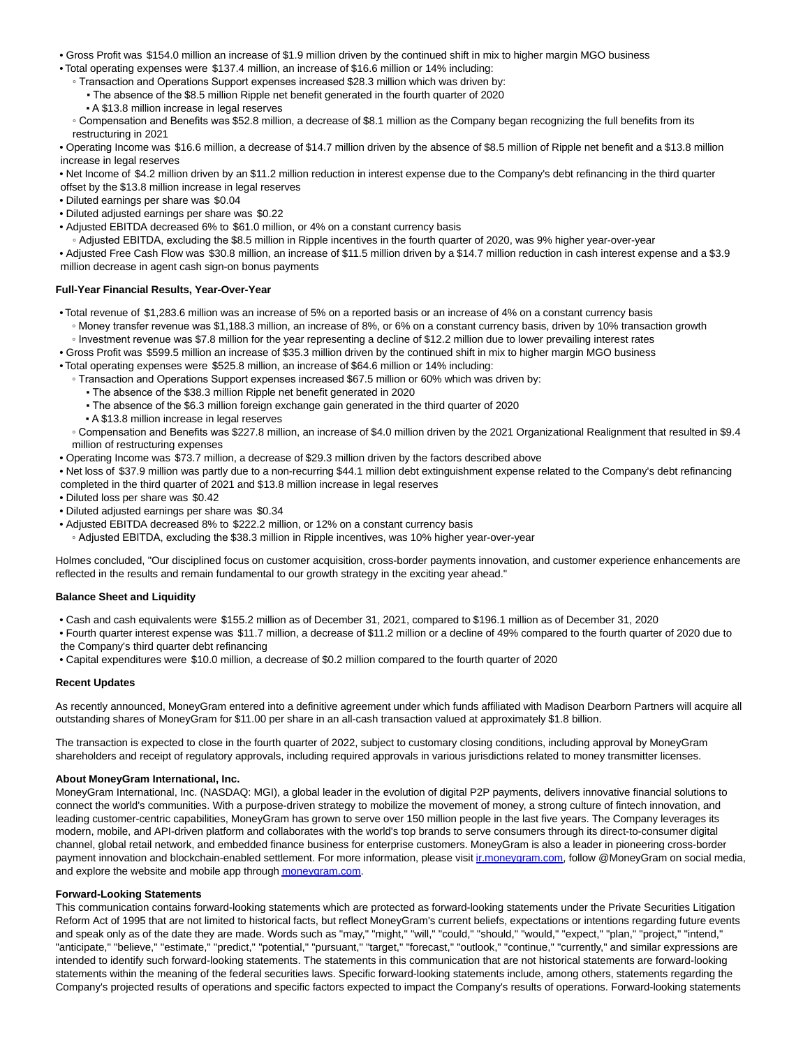- Gross Profit was $154.0 million an increase of $1.9 million driven by the continued shift in mix to higher margin MGO business
- Total operating expenses were $137.4 million, an increase of $16.6 million or 14% including:
  - Transaction and Operations Support expenses increased $28.3 million which was driven by:
    - The absence of the $8.5 million Ripple net benefit generated in the fourth quarter of 2020
    - A $13.8 million increase in legal reserves
  - Compensation and Benefits was $52.8 million, a decrease of $8.1 million as the Company began recognizing the full benefits from its restructuring in 2021
- Operating Income was $16.6 million, a decrease of $14.7 million driven by the absence of $8.5 million of Ripple net benefit and a $13.8 million increase in legal reserves
- Net Income of $4.2 million driven by an $11.2 million reduction in interest expense due to the Company's debt refinancing in the third quarter offset by the $13.8 million increase in legal reserves
- Diluted earnings per share was $0.04
- Diluted adjusted earnings per share was $0.22
- Adjusted EBITDA decreased 6% to $61.0 million, or 4% on a constant currency basis
  - Adjusted EBITDA, excluding the $8.5 million in Ripple incentives in the fourth quarter of 2020, was 9% higher year-over-year
- Adjusted Free Cash Flow was $30.8 million, an increase of $11.5 million driven by a $14.7 million reduction in cash interest expense and a $3.9 million decrease in agent cash sign-on bonus payments

**Full-Year Financial Results, Year-Over-Year**

- Total revenue of $1,283.6 million was an increase of 5% on a reported basis or an increase of 4% on a constant currency basis
  - Money transfer revenue was $1,188.3 million, an increase of 8%, or 6% on a constant currency basis, driven by 10% transaction growth
  - Investment revenue was $7.8 million for the year representing a decline of $12.2 million due to lower prevailing interest rates
- Gross Profit was $599.5 million an increase of $35.3 million driven by the continued shift in mix to higher margin MGO business
- Total operating expenses were $525.8 million, an increase of $64.6 million or 14% including:
  - Transaction and Operations Support expenses increased $67.5 million or 60% which was driven by:
    - The absence of the $38.3 million Ripple net benefit generated in 2020
    - The absence of the $6.3 million foreign exchange gain generated in the third quarter of 2020
    - A $13.8 million increase in legal reserves
  - Compensation and Benefits was $227.8 million, an increase of $4.0 million driven by the 2021 Organizational Realignment that resulted in $9.4 million of restructuring expenses
- Operating Income was $73.7 million, a decrease of $29.3 million driven by the factors described above
- Net loss of $37.9 million was partly due to a non-recurring $44.1 million debt extinguishment expense related to the Company's debt refinancing completed in the third quarter of 2021 and $13.8 million increase in legal reserves
- Diluted loss per share was $0.42
- Diluted adjusted earnings per share was $0.34
- Adjusted EBITDA decreased 8% to $222.2 million, or 12% on a constant currency basis
  - Adjusted EBITDA, excluding the $38.3 million in Ripple incentives, was 10% higher year-over-year

Holmes concluded, "Our disciplined focus on customer acquisition, cross-border payments innovation, and customer experience enhancements are reflected in the results and remain fundamental to our growth strategy in the exciting year ahead."

**Balance Sheet and Liquidity**

- Cash and cash equivalents were $155.2 million as of December 31, 2021, compared to $196.1 million as of December 31, 2020
- Fourth quarter interest expense was $11.7 million, a decrease of $11.2 million or a decline of 49% compared to the fourth quarter of 2020 due to the Company's third quarter debt refinancing
- Capital expenditures were $10.0 million, a decrease of $0.2 million compared to the fourth quarter of 2020

**Recent Updates**

As recently announced, MoneyGram entered into a definitive agreement under which funds affiliated with Madison Dearborn Partners will acquire all outstanding shares of MoneyGram for $11.00 per share in an all-cash transaction valued at approximately $1.8 billion.

The transaction is expected to close in the fourth quarter of 2022, subject to customary closing conditions, including approval by MoneyGram shareholders and receipt of regulatory approvals, including required approvals in various jurisdictions related to money transmitter licenses.

**About MoneyGram International, Inc.**

MoneyGram International, Inc. (NASDAQ: MGI), a global leader in the evolution of digital P2P payments, delivers innovative financial solutions to connect the world's communities. With a purpose-driven strategy to mobilize the movement of money, a strong culture of fintech innovation, and leading customer-centric capabilities, MoneyGram has grown to serve over 150 million people in the last five years. The Company leverages its modern, mobile, and API-driven platform and collaborates with the world's top brands to serve consumers through its direct-to-consumer digital channel, global retail network, and embedded finance business for enterprise customers. MoneyGram is also a leader in pioneering cross-border payment innovation and blockchain-enabled settlement. For more information, please visit [ir.moneygram.com](ir.moneygram.com), follow @MoneyGram on social media, and explore the website and mobile app through [moneygram.com](moneygram.com).

**Forward-Looking Statements**

This communication contains forward-looking statements which are protected as forward-looking statements under the Private Securities Litigation Reform Act of 1995 that are not limited to historical facts, but reflect MoneyGram's current beliefs, expectations or intentions regarding future events and speak only as of the date they are made. Words such as "may," "might," "will," "could," "should," "would," "expect," "plan," "project," "intend," "anticipate," "believe," "estimate," "predict," "potential," "pursuant," "target," "forecast," "outlook," "continue," "currently," and similar expressions are intended to identify such forward-looking statements. The statements in this communication that are not historical statements are forward-looking statements within the meaning of the federal securities laws. Specific forward-looking statements include, among others, statements regarding the Company's projected results of operations and specific factors expected to impact the Company's results of operations. Forward-looking statements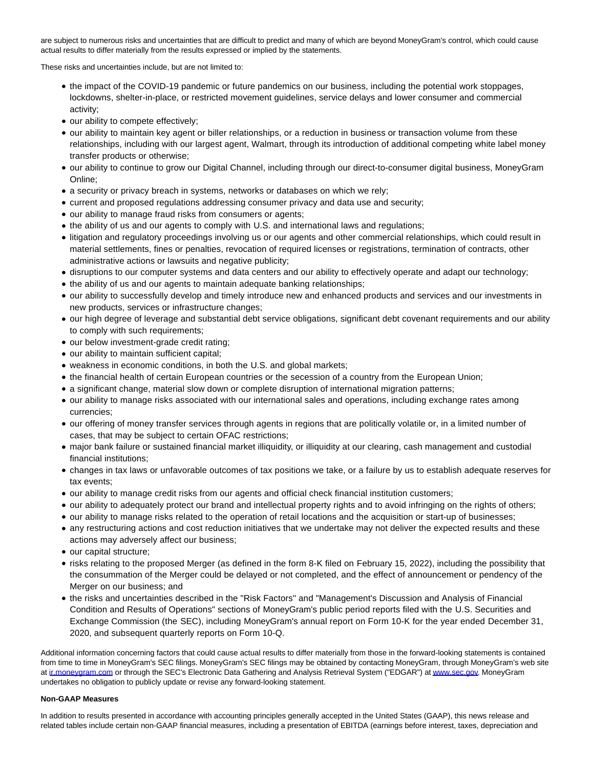are subject to numerous risks and uncertainties that are difficult to predict and many of which are beyond MoneyGram's control, which could cause actual results to differ materially from the results expressed or implied by the statements.

These risks and uncertainties include, but are not limited to:

- the impact of the COVID-19 pandemic or future pandemics on our business, including the potential work stoppages, lockdowns, shelter-in-place, or restricted movement guidelines, service delays and lower consumer and commercial activity;
- our ability to compete effectively;
- our ability to maintain key agent or biller relationships, or a reduction in business or transaction volume from these relationships, including with our largest agent, Walmart, through its introduction of additional competing white label money transfer products or otherwise;
- our ability to continue to grow our Digital Channel, including through our direct-to-consumer digital business, MoneyGram Online;
- a security or privacy breach in systems, networks or databases on which we rely;
- current and proposed regulations addressing consumer privacy and data use and security;
- our ability to manage fraud risks from consumers or agents;
- the ability of us and our agents to comply with U.S. and international laws and regulations;
- litigation and regulatory proceedings involving us or our agents and other commercial relationships, which could result in material settlements, fines or penalties, revocation of required licenses or registrations, termination of contracts, other administrative actions or lawsuits and negative publicity;
- disruptions to our computer systems and data centers and our ability to effectively operate and adapt our technology;
- the ability of us and our agents to maintain adequate banking relationships;
- our ability to successfully develop and timely introduce new and enhanced products and services and our investments in new products, services or infrastructure changes;
- our high degree of leverage and substantial debt service obligations, significant debt covenant requirements and our ability to comply with such requirements;
- our below investment-grade credit rating;
- our ability to maintain sufficient capital;
- weakness in economic conditions, in both the U.S. and global markets;
- the financial health of certain European countries or the secession of a country from the European Union;
- a significant change, material slow down or complete disruption of international migration patterns;
- our ability to manage risks associated with our international sales and operations, including exchange rates among currencies;
- our offering of money transfer services through agents in regions that are politically volatile or, in a limited number of cases, that may be subject to certain OFAC restrictions;
- major bank failure or sustained financial market illiquidity, or illiquidity at our clearing, cash management and custodial financial institutions;
- changes in tax laws or unfavorable outcomes of tax positions we take, or a failure by us to establish adequate reserves for tax events;
- our ability to manage credit risks from our agents and official check financial institution customers;
- our ability to adequately protect our brand and intellectual property rights and to avoid infringing on the rights of others;
- our ability to manage risks related to the operation of retail locations and the acquisition or start-up of businesses;
- any restructuring actions and cost reduction initiatives that we undertake may not deliver the expected results and these actions may adversely affect our business;
- our capital structure;
- risks relating to the proposed Merger (as defined in the form 8-K filed on February 15, 2022), including the possibility that the consummation of the Merger could be delayed or not completed, and the effect of announcement or pendency of the Merger on our business; and
- the risks and uncertainties described in the "Risk Factors" and "Management's Discussion and Analysis of Financial Condition and Results of Operations" sections of MoneyGram's public period reports filed with the U.S. Securities and Exchange Commission (the SEC), including MoneyGram's annual report on Form 10-K for the year ended December 31, 2020, and subsequent quarterly reports on Form 10-Q.

Additional information concerning factors that could cause actual results to differ materially from those in the forward-looking statements is contained from time to time in MoneyGram's SEC filings. MoneyGram's SEC filings may be obtained by contacting MoneyGram, through MoneyGram's web site at ir.moneygram.com or through the SEC's Electronic Data Gathering and Analysis Retrieval System ("EDGAR") at www.sec.gov. MoneyGram undertakes no obligation to publicly update or revise any forward-looking statement.

**Non-GAAP Measures**

In addition to results presented in accordance with accounting principles generally accepted in the United States (GAAP), this news release and related tables include certain non-GAAP financial measures, including a presentation of EBITDA (earnings before interest, taxes, depreciation and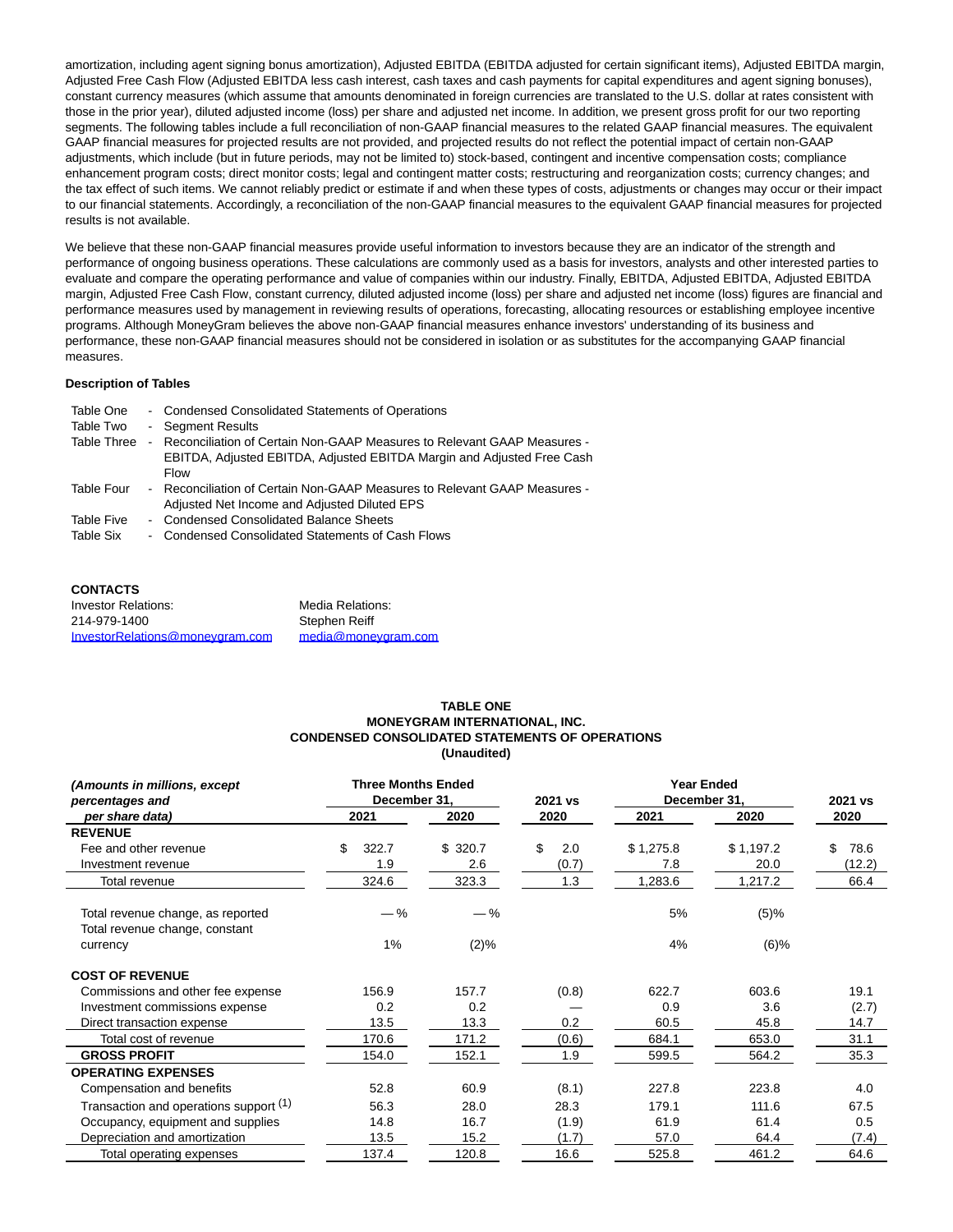amortization, including agent signing bonus amortization), Adjusted EBITDA (EBITDA adjusted for certain significant items), Adjusted EBITDA margin, Adjusted Free Cash Flow (Adjusted EBITDA less cash interest, cash taxes and cash payments for capital expenditures and agent signing bonuses), constant currency measures (which assume that amounts denominated in foreign currencies are translated to the U.S. dollar at rates consistent with those in the prior year), diluted adjusted income (loss) per share and adjusted net income. In addition, we present gross profit for our two reporting segments. The following tables include a full reconciliation of non-GAAP financial measures to the related GAAP financial measures. The equivalent GAAP financial measures for projected results are not provided, and projected results do not reflect the potential impact of certain non-GAAP adjustments, which include (but in future periods, may not be limited to) stock-based, contingent and incentive compensation costs; compliance enhancement program costs; direct monitor costs; legal and contingent matter costs; restructuring and reorganization costs; currency changes; and the tax effect of such items. We cannot reliably predict or estimate if and when these types of costs, adjustments or changes may occur or their impact to our financial statements. Accordingly, a reconciliation of the non-GAAP financial measures to the equivalent GAAP financial measures for projected results is not available.

We believe that these non-GAAP financial measures provide useful information to investors because they are an indicator of the strength and performance of ongoing business operations. These calculations are commonly used as a basis for investors, analysts and other interested parties to evaluate and compare the operating performance and value of companies within our industry. Finally, EBITDA, Adjusted EBITDA, Adjusted EBITDA margin, Adjusted Free Cash Flow, constant currency, diluted adjusted income (loss) per share and adjusted net income (loss) figures are financial and performance measures used by management in reviewing results of operations, forecasting, allocating resources or establishing employee incentive programs. Although MoneyGram believes the above non-GAAP financial measures enhance investors' understanding of its business and performance, these non-GAAP financial measures should not be considered in isolation or as substitutes for the accompanying GAAP financial measures.

**Description of Tables**

| | | |
|---|---|---|
| Table One | - | Condensed Consolidated Statements of Operations |
| Table Two | - | Segment Results |
| Table Three | - | Reconciliation of Certain Non-GAAP Measures to Relevant GAAP Measures - EBITDA, Adjusted EBITDA, Adjusted EBITDA Margin and Adjusted Free Cash Flow |
| Table Four | - | Reconciliation of Certain Non-GAAP Measures to Relevant GAAP Measures - Adjusted Net Income and Adjusted Diluted EPS |
| Table Five | - | Condensed Consolidated Balance Sheets |
| Table Six | - | Condensed Consolidated Statements of Cash Flows |

**CONTACTS**

| Investor Relations: | Media Relations: |
|---|---|
| 214-979-1400 | Stephen Reiff |
| InvestorRelations@moneygram.com | media@moneygram.com |

**TABLE ONE**
**MONEYGRAM INTERNATIONAL, INC.**
**CONDENSED CONSOLIDATED STATEMENTS OF OPERATIONS**
**(Unaudited)**

| *(Amounts in millions, except percentages and per share data)* | Three Months Ended December 31, | | 2021 vs 2020 | Year Ended December 31, | | 2021 vs 2020 |
|---|---|---|---|---|---|---|
| | 2021 | 2020 | | 2021 | 2020 | |
| **REVENUE** | | | | | | |
| Fee and other revenue | $ 322.7 | $ 320.7 | $ 2.0 | $ 1,275.8 | $ 1,197.2 | $ 78.6 |
| Investment revenue | 1.9 | 2.6 | (0.7) | 7.8 | 20.0 | (12.2) |
| Total revenue | 324.6 | 323.3 | 1.3 | 1,283.6 | 1,217.2 | 66.4 |
| Total revenue change, as reported | — % | — % | | 5% | (5)% | |
| Total revenue change, constant currency | 1% | (2)% | | 4% | (6)% | |
| **COST OF REVENUE** | | | | | | |
| Commissions and other fee expense | 156.9 | 157.7 | (0.8) | 622.7 | 603.6 | 19.1 |
| Investment commissions expense | 0.2 | 0.2 | — | 0.9 | 3.6 | (2.7) |
| Direct transaction expense | 13.5 | 13.3 | 0.2 | 60.5 | 45.8 | 14.7 |
| Total cost of revenue | 170.6 | 171.2 | (0.6) | 684.1 | 653.0 | 31.1 |
| **GROSS PROFIT** | 154.0 | 152.1 | 1.9 | 599.5 | 564.2 | 35.3 |
| **OPERATING EXPENSES** | | | | | | |
| Compensation and benefits | 52.8 | 60.9 | (8.1) | 227.8 | 223.8 | 4.0 |
| Transaction and operations support [1] | 56.3 | 28.0 | 28.3 | 179.1 | 111.6 | 67.5 |
| Occupancy, equipment and supplies | 14.8 | 16.7 | (1.9) | 61.9 | 61.4 | 0.5 |
| Depreciation and amortization | 13.5 | 15.2 | (1.7) | 57.0 | 64.4 | (7.4) |
| Total operating expenses | 137.4 | 120.8 | 16.6 | 525.8 | 461.2 | 64.6 |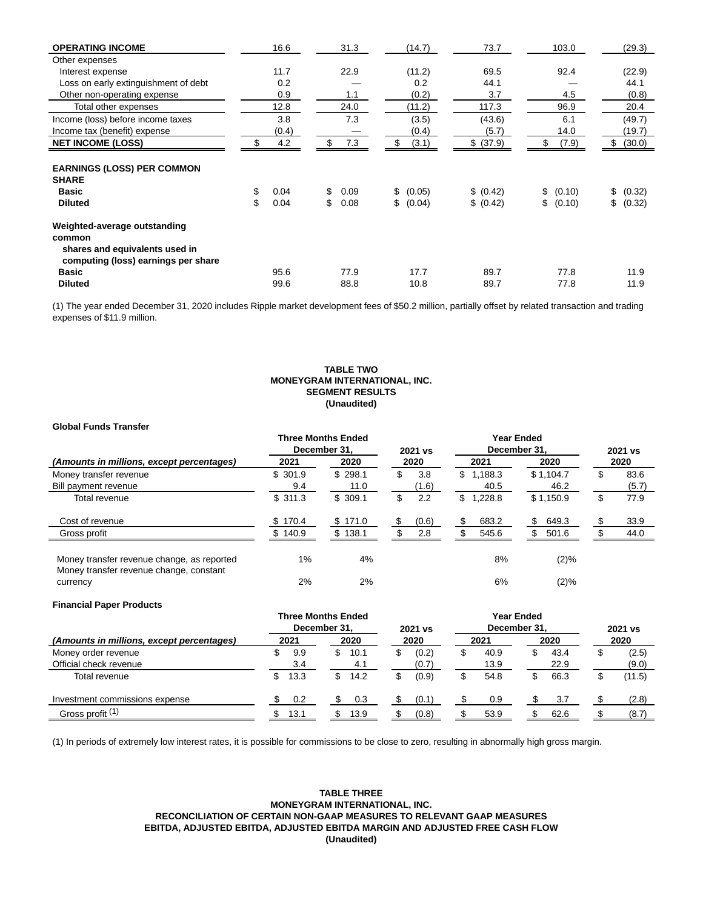| | | | | | | |
|---|---|---|---|---|---|---|
| **OPERATING INCOME** | 16.6 | 31.3 | (14.7) | 73.7 | 103.0 | (29.3) |
| Other expenses | | | | | | |
| Interest expense | 11.7 | 22.9 | (11.2) | 69.5 | 92.4 | (22.9) |
| Loss on early extinguishment of debt | 0.2 | — | 0.2 | 44.1 | — | 44.1 |
| Other non-operating expense | 0.9 | 1.1 | (0.2) | 3.7 | 4.5 | (0.8) |
| Total other expenses | 12.8 | 24.0 | (11.2) | 117.3 | 96.9 | 20.4 |
| Income (loss) before income taxes | 3.8 | 7.3 | (3.5) | (43.6) | 6.1 | (49.7) |
| Income tax (benefit) expense | (0.4) | — | (0.4) | (5.7) | 14.0 | (19.7) |
| **NET INCOME (LOSS)** | $ 4.2 | $ 7.3 | $ (3.1) | $ (37.9) | $ (7.9) | $ (30.0) |
| | | | | | | |
| **EARNINGS (LOSS) PER COMMON SHARE** | | | | | | |
| **Basic** | $ 0.04 | $ 0.09 | $ (0.05) | $ (0.42) | $ (0.10) | $ (0.32) |
| **Diluted** | $ 0.04 | $ 0.08 | $ (0.04) | $ (0.42) | $ (0.10) | $ (0.32) |
| | | | | | | |
| **Weighted-average outstanding common shares and equivalents used in computing (loss) earnings per share** | | | | | | |
| **Basic** | 95.6 | 77.9 | 17.7 | 89.7 | 77.8 | 11.9 |
| **Diluted** | 99.6 | 88.8 | 10.8 | 89.7 | 77.8 | 11.9 |

(1) The year ended December 31, 2020 includes Ripple market development fees of $50.2 million, partially offset by related transaction and trading expenses of $11.9 million.

**TABLE TWO**
**MONEYGRAM INTERNATIONAL, INC.**
**SEGMENT RESULTS**
**(Unaudited)**

**Global Funds Transfer**

| *(Amounts in millions, except percentages)* | Three Months Ended December 31, 2021 | Three Months Ended December 31, 2020 | 2021 vs 2020 | Year Ended December 31, 2021 | Year Ended December 31, 2020 | 2021 vs 2020 |
|---|---|---|---|---|---|---|
| Money transfer revenue | $ 301.9 | $ 298.1 | $ 3.8 | $ 1,188.3 | $ 1,104.7 | $ 83.6 |
| Bill payment revenue | 9.4 | 11.0 | (1.6) | 40.5 | 46.2 | (5.7) |
| Total revenue | $ 311.3 | $ 309.1 | $ 2.2 | $ 1,228.8 | $ 1,150.9 | $ 77.9 |
| | | | | | | |
| Cost of revenue | $ 170.4 | $ 171.0 | $ (0.6) | $ 683.2 | $ 649.3 | $ 33.9 |
| Gross profit | $ 140.9 | $ 138.1 | $ 2.8 | $ 545.6 | $ 501.6 | $ 44.0 |
| | | | | | | |
| Money transfer revenue change, as reported | 1% | 4% | | 8% | (2)% | |
| Money transfer revenue change, constant currency | 2% | 2% | | 6% | (2)% | |

**Financial Paper Products**

| *(Amounts in millions, except percentages)* | Three Months Ended December 31, 2021 | Three Months Ended December 31, 2020 | 2021 vs 2020 | Year Ended December 31, 2021 | Year Ended December 31, 2020 | 2021 vs 2020 |
|---|---|---|---|---|---|---|
| Money order revenue | $ 9.9 | $ 10.1 | $ (0.2) | $ 40.9 | $ 43.4 | $ (2.5) |
| Official check revenue | 3.4 | 4.1 | (0.7) | 13.9 | 22.9 | (9.0) |
| Total revenue | $ 13.3 | $ 14.2 | $ (0.9) | $ 54.8 | $ 66.3 | $ (11.5) |
| | | | | | | |
| Investment commissions expense | $ 0.2 | $ 0.3 | $ (0.1) | $ 0.9 | $ 3.7 | $ (2.8) |
| Gross profit (1) | $ 13.1 | $ 13.9 | $ (0.8) | $ 53.9 | $ 62.6 | $ (8.7) |

(1) In periods of extremely low interest rates, it is possible for commissions to be close to zero, resulting in abnormally high gross margin.

**TABLE THREE**
**MONEYGRAM INTERNATIONAL, INC.**
**RECONCILIATION OF CERTAIN NON-GAAP MEASURES TO RELEVANT GAAP MEASURES**
**EBITDA, ADJUSTED EBITDA, ADJUSTED EBITDA MARGIN AND ADJUSTED FREE CASH FLOW**
**(Unaudited)**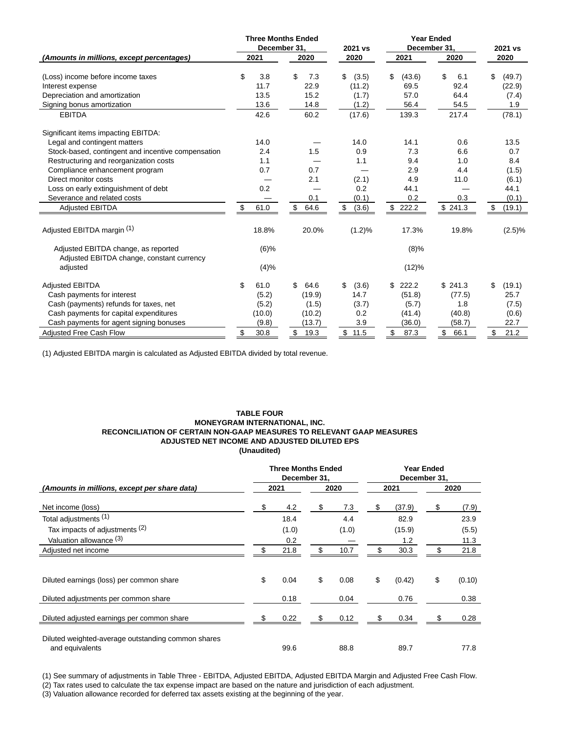| (Amounts in millions, except percentages) | Three Months Ended December 31, 2021 | Three Months Ended December 31, 2020 | 2021 vs 2020 | Year Ended December 31, 2021 | Year Ended December 31, 2020 | 2021 vs 2020 |
|---|---|---|---|---|---|---|
| (Loss) income before income taxes | $ 3.8 | $ 7.3 | $ (3.5) | $ (43.6) | $ 6.1 | $ (49.7) |
| Interest expense | 11.7 | 22.9 | (11.2) | 69.5 | 92.4 | (22.9) |
| Depreciation and amortization | 13.5 | 15.2 | (1.7) | 57.0 | 64.4 | (7.4) |
| Signing bonus amortization | 13.6 | 14.8 | (1.2) | 56.4 | 54.5 | 1.9 |
| EBITDA | 42.6 | 60.2 | (17.6) | 139.3 | 217.4 | (78.1) |
| | | | | | | |
| Significant items impacting EBITDA: | | | | | | |
| Legal and contingent matters | 14.0 | — | 14.0 | 14.1 | 0.6 | 13.5 |
| Stock-based, contingent and incentive compensation | 2.4 | 1.5 | 0.9 | 7.3 | 6.6 | 0.7 |
| Restructuring and reorganization costs | 1.1 | — | 1.1 | 9.4 | 1.0 | 8.4 |
| Compliance enhancement program | 0.7 | 0.7 | — | 2.9 | 4.4 | (1.5) |
| Direct monitor costs | — | 2.1 | (2.1) | 4.9 | 11.0 | (6.1) |
| Loss on early extinguishment of debt | 0.2 | — | 0.2 | 44.1 | — | 44.1 |
| Severance and related costs | — | 0.1 | (0.1) | 0.2 | 0.3 | (0.1) |
| Adjusted EBITDA | $ 61.0 | $ 64.6 | $ (3.6) | $ 222.2 | $ 241.3 | $ (19.1) |
| | | | | | | |
| Adjusted EBITDA margin (1) | 18.8% | 20.0% | (1.2)% | 17.3% | 19.8% | (2.5)% |
| | | | | | | |
| Adjusted EBITDA change, as reported | (6)% | | | (8)% | | |
| Adjusted EBITDA change, constant currency adjusted | (4)% | | | (12)% | | |
| | | | | | | |
| Adjusted EBITDA | $ 61.0 | $ 64.6 | $ (3.6) | $ 222.2 | $ 241.3 | $ (19.1) |
| Cash payments for interest | (5.2) | (19.9) | 14.7 | (51.8) | (77.5) | 25.7 |
| Cash (payments) refunds for taxes, net | (5.2) | (1.5) | (3.7) | (5.7) | 1.8 | (7.5) |
| Cash payments for capital expenditures | (10.0) | (10.2) | 0.2 | (41.4) | (40.8) | (0.6) |
| Cash payments for agent signing bonuses | (9.8) | (13.7) | 3.9 | (36.0) | (58.7) | 22.7 |
| Adjusted Free Cash Flow | $ 30.8 | $ 19.3 | $ 11.5 | $ 87.3 | $ 66.1 | $ 21.2 |

(1) Adjusted EBITDA margin is calculated as Adjusted EBITDA divided by total revenue.

**TABLE FOUR**
**MONEYGRAM INTERNATIONAL, INC.**
**RECONCILIATION OF CERTAIN NON-GAAP MEASURES TO RELEVANT GAAP MEASURES**
**ADJUSTED NET INCOME AND ADJUSTED DILUTED EPS**
**(Unaudited)**

| (Amounts in millions, except per share data) | Three Months Ended December 31, 2021 | Three Months Ended December 31, 2020 | Year Ended December 31, 2021 | Year Ended December 31, 2020 |
|---|---|---|---|---|
| Net income (loss) | $ 4.2 | $ 7.3 | $ (37.9) | $ (7.9) |
| Total adjustments (1) | 18.4 | 4.4 | 82.9 | 23.9 |
| Tax impacts of adjustments (2) | (1.0) | (1.0) | (15.9) | (5.5) |
| Valuation allowance (3) | 0.2 | — | 1.2 | 11.3 |
| Adjusted net income | $ 21.8 | $ 10.7 | $ 30.3 | $ 21.8 |
| | | | | |
| Diluted earnings (loss) per common share | $ 0.04 | $ 0.08 | $ (0.42) | $ (0.10) |
| Diluted adjustments per common share | 0.18 | 0.04 | 0.76 | 0.38 |
| Diluted adjusted earnings per common share | $ 0.22 | $ 0.12 | $ 0.34 | $ 0.28 |
| | | | | |
| Diluted weighted-average outstanding common shares and equivalents | 99.6 | 88.8 | 89.7 | 77.8 |

(1) See summary of adjustments in Table Three - EBITDA, Adjusted EBITDA, Adjusted EBITDA Margin and Adjusted Free Cash Flow.
(2) Tax rates used to calculate the tax expense impact are based on the nature and jurisdiction of each adjustment.
(3) Valuation allowance recorded for deferred tax assets existing at the beginning of the year.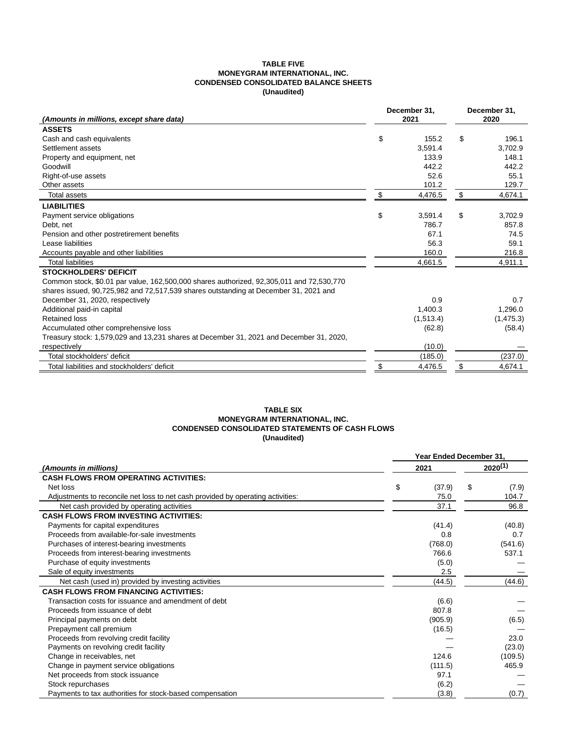**TABLE FIVE**
**MONEYGRAM INTERNATIONAL, INC.**
**CONDENSED CONSOLIDATED BALANCE SHEETS**
**(Unaudited)**

| *(Amounts in millions, except share data)* | December 31, 2021 | December 31, 2020 |
|---|---|---|
| **ASSETS** | | |
| Cash and cash equivalents | $ 155.2 | $ 196.1 |
| Settlement assets | 3,591.4 | 3,702.9 |
| Property and equipment, net | 133.9 | 148.1 |
| Goodwill | 442.2 | 442.2 |
| Right-of-use assets | 52.6 | 55.1 |
| Other assets | 101.2 | 129.7 |
| Total assets | $ 4,476.5 | $ 4,674.1 |
| **LIABILITIES** | | |
| Payment service obligations | $ 3,591.4 | $ 3,702.9 |
| Debt, net | 786.7 | 857.8 |
| Pension and other postretirement benefits | 67.1 | 74.5 |
| Lease liabilities | 56.3 | 59.1 |
| Accounts payable and other liabilities | 160.0 | 216.8 |
| Total liabilities | 4,661.5 | 4,911.1 |
| **STOCKHOLDERS' DEFICIT** | | |
| Common stock, $0.01 par value, 162,500,000 shares authorized, 92,305,011 and 72,530,770 shares issued, 90,725,982 and 72,517,539 shares outstanding at December 31, 2021 and December 31, 2020, respectively | 0.9 | 0.7 |
| Additional paid-in capital | 1,400.3 | 1,296.0 |
| Retained loss | (1,513.4) | (1,475.3) |
| Accumulated other comprehensive loss | (62.8) | (58.4) |
| Treasury stock: 1,579,029 and 13,231 shares at December 31, 2021 and December 31, 2020, respectively | (10.0) | — |
| Total stockholders' deficit | (185.0) | (237.0) |
| Total liabilities and stockholders' deficit | $ 4,476.5 | $ 4,674.1 |

**TABLE SIX**
**MONEYGRAM INTERNATIONAL, INC.**
**CONDENSED CONSOLIDATED STATEMENTS OF CASH FLOWS**
**(Unaudited)**

| *(Amounts in millions)* | Year Ended December 31, 2021 | 2020[(1)] |
|---|---|---|
| **CASH FLOWS FROM OPERATING ACTIVITIES:** | | |
| Net loss | $ (37.9) | $ (7.9) |
| Adjustments to reconcile net loss to net cash provided by operating activities: | 75.0 | 104.7 |
| Net cash provided by operating activities | 37.1 | 96.8 |
| **CASH FLOWS FROM INVESTING ACTIVITIES:** | | |
| Payments for capital expenditures | (41.4) | (40.8) |
| Proceeds from available-for-sale investments | 0.8 | 0.7 |
| Purchases of interest-bearing investments | (768.0) | (541.6) |
| Proceeds from interest-bearing investments | 766.6 | 537.1 |
| Purchase of equity investments | (5.0) | — |
| Sale of equity investments | 2.5 | — |
| Net cash (used in) provided by investing activities | (44.5) | (44.6) |
| **CASH FLOWS FROM FINANCING ACTIVITIES:** | | |
| Transaction costs for issuance and amendment of debt | (6.6) | — |
| Proceeds from issuance of debt | 807.8 | — |
| Principal payments on debt | (905.9) | (6.5) |
| Prepayment call premium | (16.5) | — |
| Proceeds from revolving credit facility | — | 23.0 |
| Payments on revolving credit facility | — | (23.0) |
| Change in receivables, net | 124.6 | (109.5) |
| Change in payment service obligations | (111.5) | 465.9 |
| Net proceeds from stock issuance | 97.1 | — |
| Stock repurchases | (6.2) | — |
| Payments to tax authorities for stock-based compensation | (3.8) | (0.7) |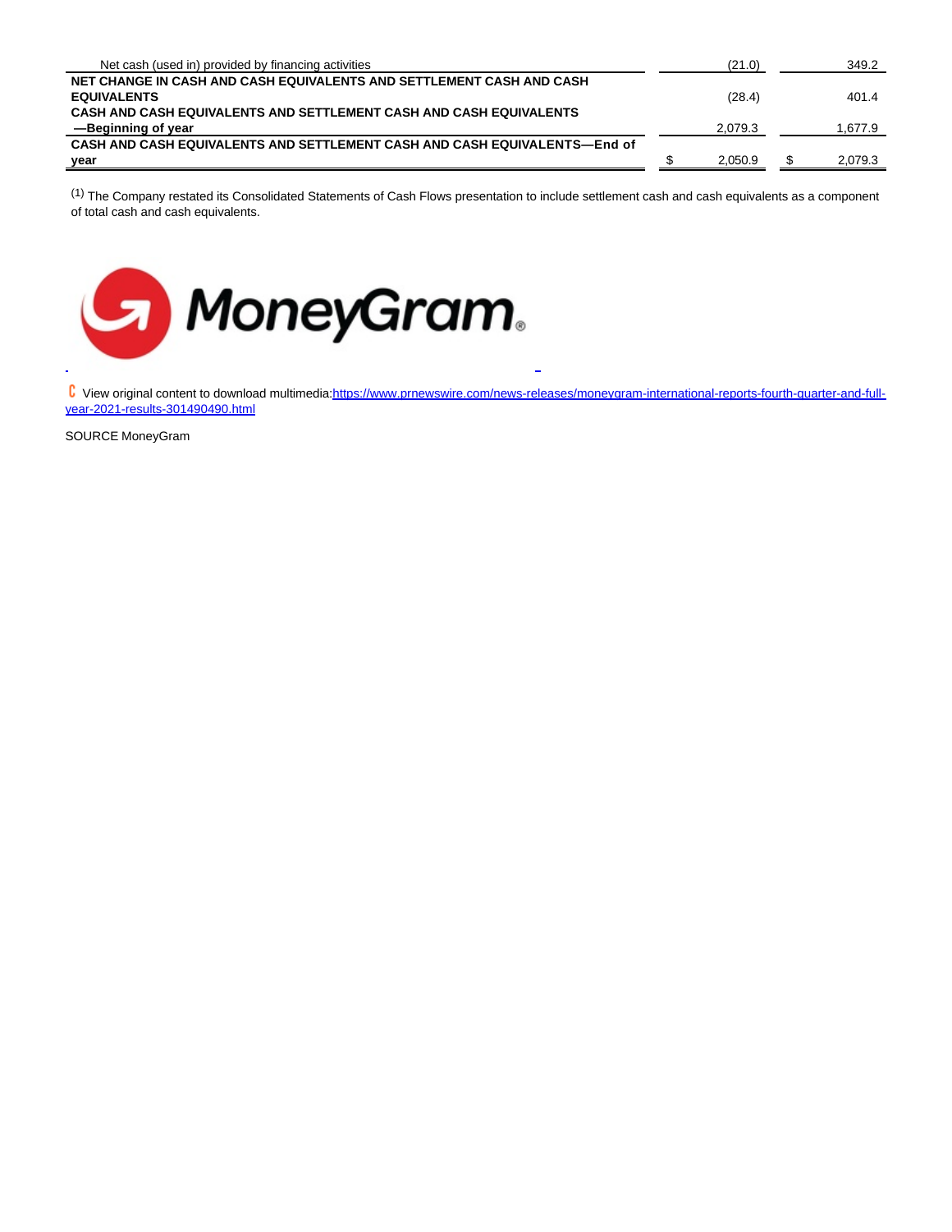| | | |
|---|---|---|
| Net cash (used in) provided by financing activities | (21.0) | 349.2 |
| **NET CHANGE IN CASH AND CASH EQUIVALENTS AND SETTLEMENT CASH AND CASH EQUIVALENTS** | (28.4) | 401.4 |
| **CASH AND CASH EQUIVALENTS AND SETTLEMENT CASH AND CASH EQUIVALENTS —Beginning of year** | 2,079.3 | 1,677.9 |
| **CASH AND CASH EQUIVALENTS AND SETTLEMENT CASH AND CASH EQUIVALENTS—End of year** | $ 2,050.9 | $ 2,079.3 |

(1) The Company restated its Consolidated Statements of Cash Flows presentation to include settlement cash and cash equivalents as a component of total cash and cash equivalents.

MoneyGram®

View original content to download multimedia:https://www.prnewswire.com/news-releases/moneygram-international-reports-fourth-quarter-and-full-year-2021-results-301490490.html

SOURCE MoneyGram